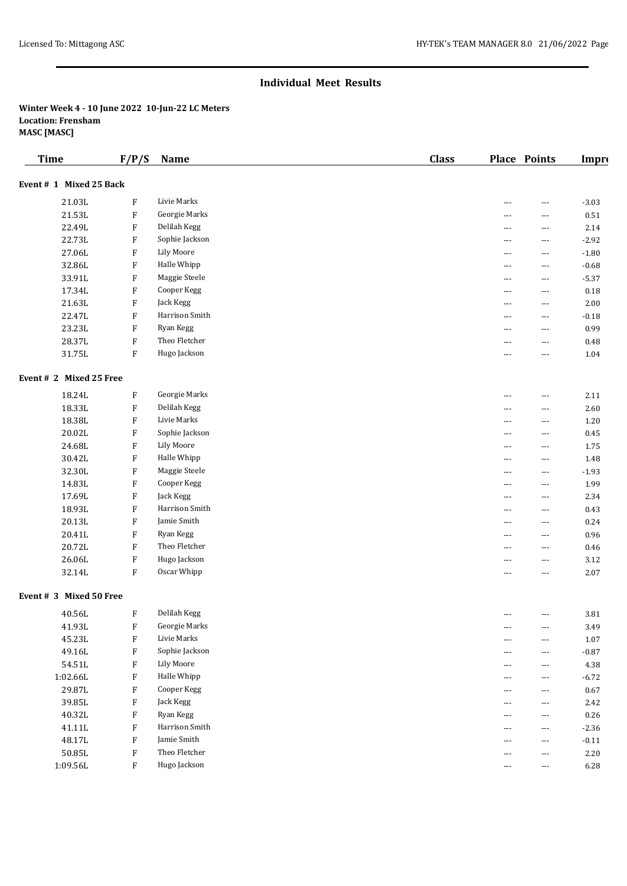## Individual Meet Results

**Winter Week 4 - 10 June 2022 10-Jun-22 LC Meters**
**Location: Frensham**
**MASC [MASC]**

| Time | F/P/S | Name | Class | Place | Points | Impro |
|---|---|---|---|---|---|---|
| **Event # 1 Mixed 25 Back** | | | | | | |
| 21.03L | F | Livie Marks | | --- | --- | -3.03 |
| 21.53L | F | Georgie Marks | | --- | --- | 0.51 |
| 22.49L | F | Delilah Kegg | | --- | --- | 2.14 |
| 22.73L | F | Sophie Jackson | | --- | --- | -2.92 |
| 27.06L | F | Lily Moore | | --- | --- | -1.80 |
| 32.86L | F | Halle Whipp | | --- | --- | -0.68 |
| 33.91L | F | Maggie Steele | | --- | --- | -5.37 |
| 17.34L | F | Cooper Kegg | | --- | --- | 0.18 |
| 21.63L | F | Jack Kegg | | --- | --- | 2.00 |
| 22.47L | F | Harrison Smith | | --- | --- | -0.18 |
| 23.23L | F | Ryan Kegg | | --- | --- | 0.99 |
| 28.37L | F | Theo Fletcher | | --- | --- | 0.48 |
| 31.75L | F | Hugo Jackson | | --- | --- | 1.04 |
| **Event # 2 Mixed 25 Free** | | | | | | |
| 18.24L | F | Georgie Marks | | --- | --- | 2.11 |
| 18.33L | F | Delilah Kegg | | --- | --- | 2.60 |
| 18.38L | F | Livie Marks | | --- | --- | 1.20 |
| 20.02L | F | Sophie Jackson | | --- | --- | 0.45 |
| 24.68L | F | Lily Moore | | --- | --- | 1.75 |
| 30.42L | F | Halle Whipp | | --- | --- | 1.48 |
| 32.30L | F | Maggie Steele | | --- | --- | -1.93 |
| 14.83L | F | Cooper Kegg | | --- | --- | 1.99 |
| 17.69L | F | Jack Kegg | | --- | --- | 2.34 |
| 18.93L | F | Harrison Smith | | --- | --- | 0.43 |
| 20.13L | F | Jamie Smith | | --- | --- | 0.24 |
| 20.41L | F | Ryan Kegg | | --- | --- | 0.96 |
| 20.72L | F | Theo Fletcher | | --- | --- | 0.46 |
| 26.06L | F | Hugo Jackson | | --- | --- | 3.12 |
| 32.14L | F | Oscar Whipp | | --- | --- | 2.07 |
| **Event # 3 Mixed 50 Free** | | | | | | |
| 40.56L | F | Delilah Kegg | | --- | --- | 3.81 |
| 41.93L | F | Georgie Marks | | --- | --- | 3.49 |
| 45.23L | F | Livie Marks | | --- | --- | 1.07 |
| 49.16L | F | Sophie Jackson | | --- | --- | -0.87 |
| 54.51L | F | Lily Moore | | --- | --- | 4.38 |
| 1:02.66L | F | Halle Whipp | | --- | --- | -6.72 |
| 29.87L | F | Cooper Kegg | | --- | --- | 0.67 |
| 39.85L | F | Jack Kegg | | --- | --- | 2.42 |
| 40.32L | F | Ryan Kegg | | --- | --- | 0.26 |
| 41.11L | F | Harrison Smith | | --- | --- | -2.36 |
| 48.17L | F | Jamie Smith | | --- | --- | -0.11 |
| 50.85L | F | Theo Fletcher | | --- | --- | 2.20 |
| 1:09.56L | F | Hugo Jackson | | --- | --- | 6.28 |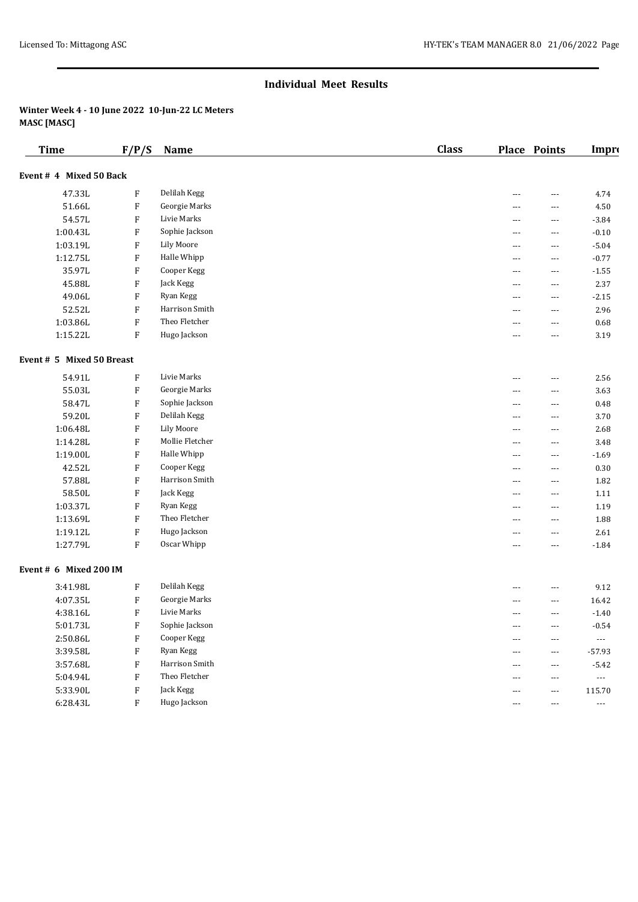## Individual Meet Results

**Winter Week 4 - 10 June 2022 10-Jun-22 LC Meters**
**MASC [MASC]**

| Time | F/P/S | Name | Class | Place | Points | Impr |
|---|---|---|---|---|---|---|
| **Event # 4 Mixed 50 Back** | | | | | | |
| 47.33L | F | Delilah Kegg | | --- | --- | 4.74 |
| 51.66L | F | Georgie Marks | | --- | --- | 4.50 |
| 54.57L | F | Livie Marks | | --- | --- | -3.84 |
| 1:00.43L | F | Sophie Jackson | | --- | --- | -0.10 |
| 1:03.19L | F | Lily Moore | | --- | --- | -5.04 |
| 1:12.75L | F | Halle Whipp | | --- | --- | -0.77 |
| 35.97L | F | Cooper Kegg | | --- | --- | -1.55 |
| 45.88L | F | Jack Kegg | | --- | --- | 2.37 |
| 49.06L | F | Ryan Kegg | | --- | --- | -2.15 |
| 52.52L | F | Harrison Smith | | --- | --- | 2.96 |
| 1:03.86L | F | Theo Fletcher | | --- | --- | 0.68 |
| 1:15.22L | F | Hugo Jackson | | --- | --- | 3.19 |
| **Event # 5 Mixed 50 Breast** | | | | | | |
| 54.91L | F | Livie Marks | | --- | --- | 2.56 |
| 55.03L | F | Georgie Marks | | --- | --- | 3.63 |
| 58.47L | F | Sophie Jackson | | --- | --- | 0.48 |
| 59.20L | F | Delilah Kegg | | --- | --- | 3.70 |
| 1:06.48L | F | Lily Moore | | --- | --- | 2.68 |
| 1:14.28L | F | Mollie Fletcher | | --- | --- | 3.48 |
| 1:19.00L | F | Halle Whipp | | --- | --- | -1.69 |
| 42.52L | F | Cooper Kegg | | --- | --- | 0.30 |
| 57.88L | F | Harrison Smith | | --- | --- | 1.82 |
| 58.50L | F | Jack Kegg | | --- | --- | 1.11 |
| 1:03.37L | F | Ryan Kegg | | --- | --- | 1.19 |
| 1:13.69L | F | Theo Fletcher | | --- | --- | 1.88 |
| 1:19.12L | F | Hugo Jackson | | --- | --- | 2.61 |
| 1:27.79L | F | Oscar Whipp | | --- | --- | -1.84 |
| **Event # 6 Mixed 200 IM** | | | | | | |
| 3:41.98L | F | Delilah Kegg | | --- | --- | 9.12 |
| 4:07.35L | F | Georgie Marks | | --- | --- | 16.42 |
| 4:38.16L | F | Livie Marks | | --- | --- | -1.40 |
| 5:01.73L | F | Sophie Jackson | | --- | --- | -0.54 |
| 2:50.86L | F | Cooper Kegg | | --- | --- | --- |
| 3:39.58L | F | Ryan Kegg | | --- | --- | -57.93 |
| 3:57.68L | F | Harrison Smith | | --- | --- | -5.42 |
| 5:04.94L | F | Theo Fletcher | | --- | --- | --- |
| 5:33.90L | F | Jack Kegg | | --- | --- | 115.70 |
| 6:28.43L | F | Hugo Jackson | | --- | --- | --- |